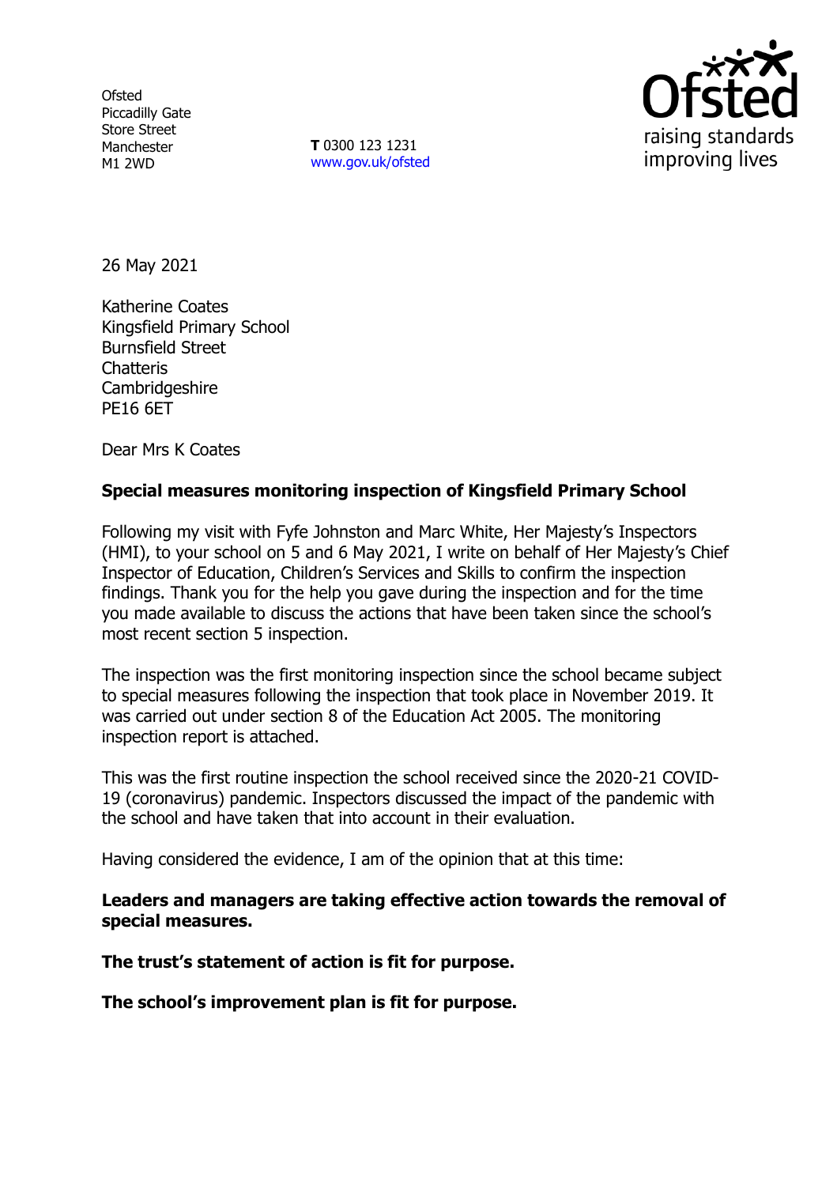Ofsted
Piccadilly Gate
Store Street
Manchester
M1 2WD

**T** 0300 123 1231
www.gov.uk/ofsted

26 May 2021

Katherine Coates
Kingsfield Primary School
Burnsfield Street
Chatteris
Cambridgeshire
PE16 6ET

Dear Mrs K Coates

**Special measures monitoring inspection of Kingsfield Primary School**

Following my visit with Fyfe Johnston and Marc White, Her Majesty's Inspectors (HMI), to your school on 5 and 6 May 2021, I write on behalf of Her Majesty's Chief Inspector of Education, Children's Services and Skills to confirm the inspection findings. Thank you for the help you gave during the inspection and for the time you made available to discuss the actions that have been taken since the school's most recent section 5 inspection.

The inspection was the first monitoring inspection since the school became subject to special measures following the inspection that took place in November 2019. It was carried out under section 8 of the Education Act 2005. The monitoring inspection report is attached.

This was the first routine inspection the school received since the 2020-21 COVID-19 (coronavirus) pandemic. Inspectors discussed the impact of the pandemic with the school and have taken that into account in their evaluation.

Having considered the evidence, I am of the opinion that at this time:

**Leaders and managers are taking effective action towards the removal of special measures.**

**The trust's statement of action is fit for purpose.**

**The school's improvement plan is fit for purpose.**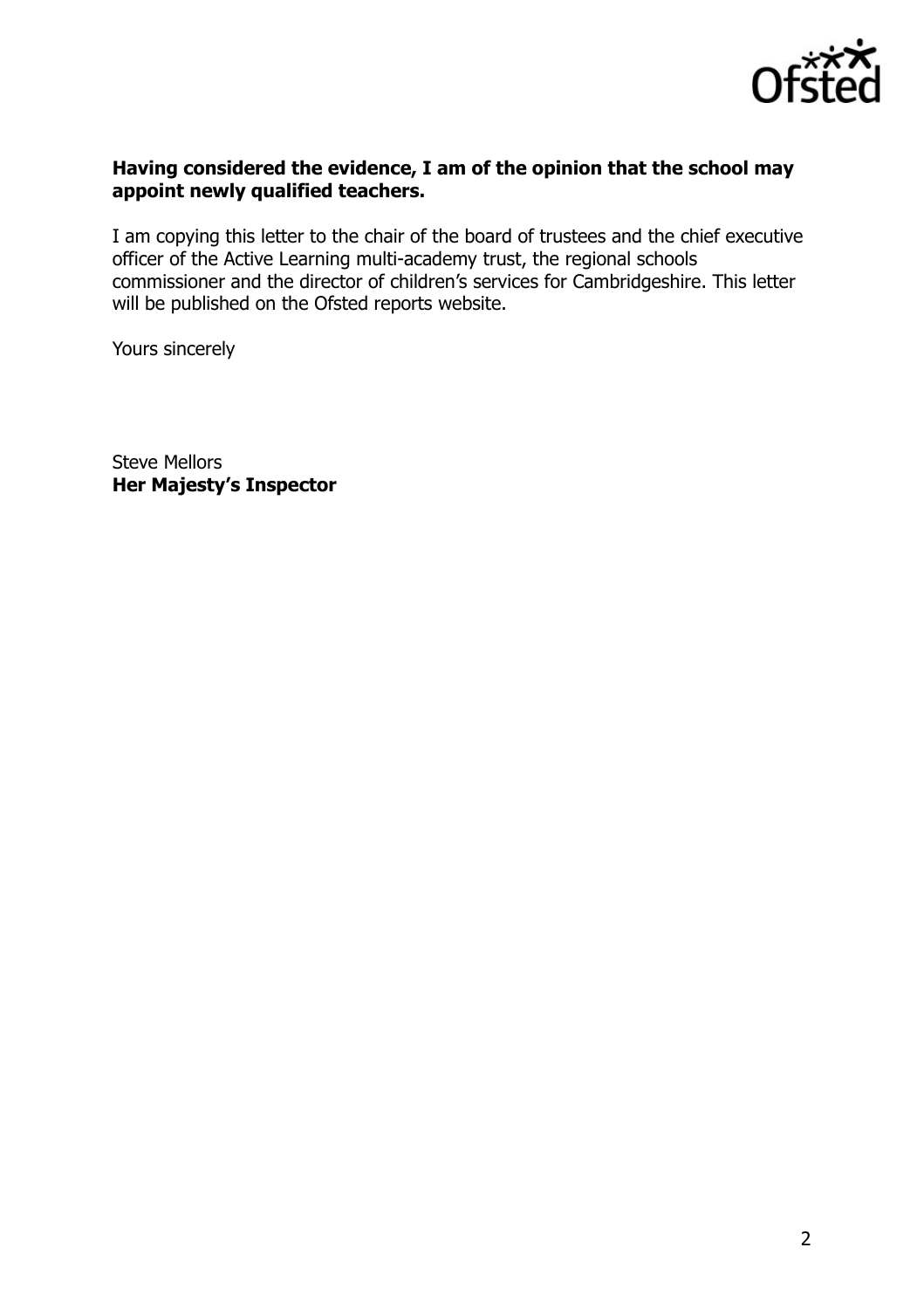**Having considered the evidence, I am of the opinion that the school may appoint newly qualified teachers.**

I am copying this letter to the chair of the board of trustees and the chief executive officer of the Active Learning multi-academy trust, the regional schools commissioner and the director of children's services for Cambridgeshire. This letter will be published on the Ofsted reports website.

Yours sincerely

Steve Mellors
**Her Majesty's Inspector**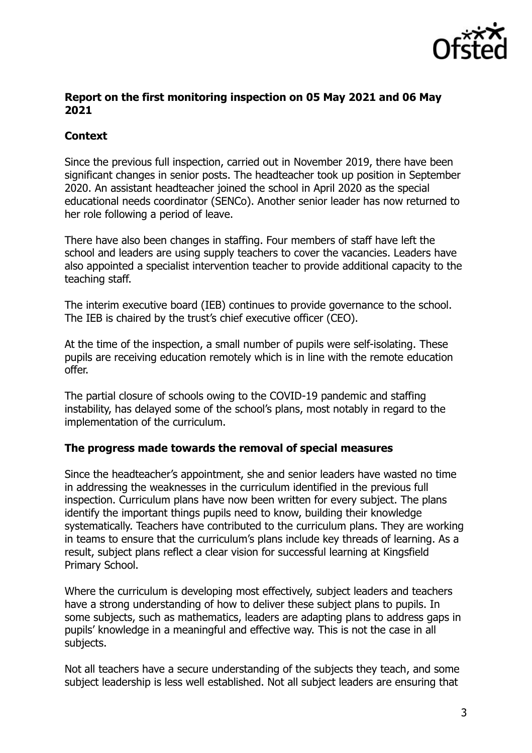## Report on the first monitoring inspection on 05 May 2021 and 06 May 2021

### Context

Since the previous full inspection, carried out in November 2019, there have been significant changes in senior posts. The headteacher took up position in September 2020. An assistant headteacher joined the school in April 2020 as the special educational needs coordinator (SENCo). Another senior leader has now returned to her role following a period of leave.

There have also been changes in staffing. Four members of staff have left the school and leaders are using supply teachers to cover the vacancies. Leaders have also appointed a specialist intervention teacher to provide additional capacity to the teaching staff.

The interim executive board (IEB) continues to provide governance to the school. The IEB is chaired by the trust's chief executive officer (CEO).

At the time of the inspection, a small number of pupils were self-isolating. These pupils are receiving education remotely which is in line with the remote education offer.

The partial closure of schools owing to the COVID-19 pandemic and staffing instability, has delayed some of the school's plans, most notably in regard to the implementation of the curriculum.

### The progress made towards the removal of special measures

Since the headteacher's appointment, she and senior leaders have wasted no time in addressing the weaknesses in the curriculum identified in the previous full inspection. Curriculum plans have now been written for every subject. The plans identify the important things pupils need to know, building their knowledge systematically. Teachers have contributed to the curriculum plans. They are working in teams to ensure that the curriculum's plans include key threads of learning. As a result, subject plans reflect a clear vision for successful learning at Kingsfield Primary School.

Where the curriculum is developing most effectively, subject leaders and teachers have a strong understanding of how to deliver these subject plans to pupils. In some subjects, such as mathematics, leaders are adapting plans to address gaps in pupils' knowledge in a meaningful and effective way. This is not the case in all subjects.

Not all teachers have a secure understanding of the subjects they teach, and some subject leadership is less well established. Not all subject leaders are ensuring that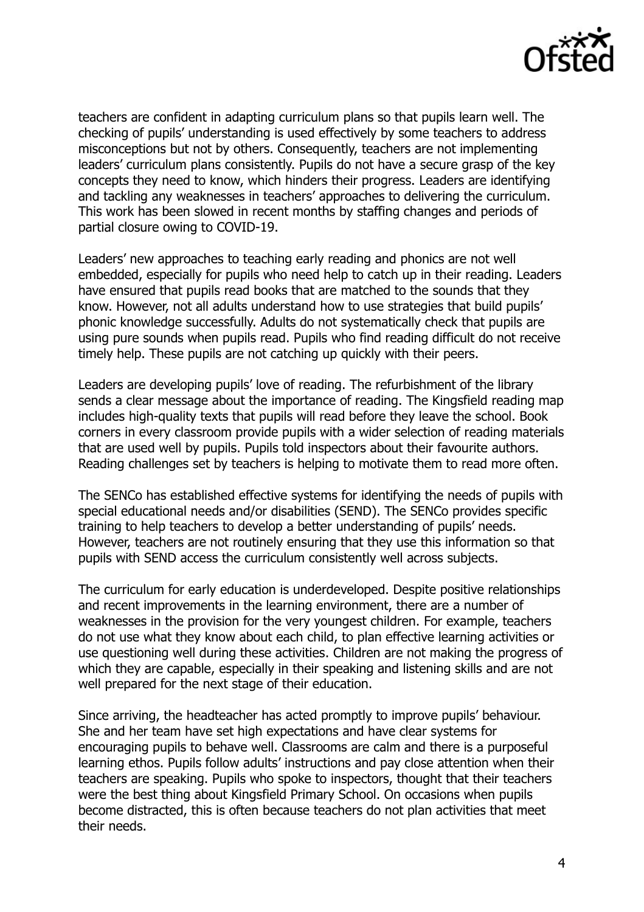teachers are confident in adapting curriculum plans so that pupils learn well. The checking of pupils' understanding is used effectively by some teachers to address misconceptions but not by others. Consequently, teachers are not implementing leaders' curriculum plans consistently. Pupils do not have a secure grasp of the key concepts they need to know, which hinders their progress. Leaders are identifying and tackling any weaknesses in teachers' approaches to delivering the curriculum. This work has been slowed in recent months by staffing changes and periods of partial closure owing to COVID-19.

Leaders' new approaches to teaching early reading and phonics are not well embedded, especially for pupils who need help to catch up in their reading. Leaders have ensured that pupils read books that are matched to the sounds that they know. However, not all adults understand how to use strategies that build pupils' phonic knowledge successfully. Adults do not systematically check that pupils are using pure sounds when pupils read. Pupils who find reading difficult do not receive timely help. These pupils are not catching up quickly with their peers.

Leaders are developing pupils' love of reading. The refurbishment of the library sends a clear message about the importance of reading. The Kingsfield reading map includes high-quality texts that pupils will read before they leave the school. Book corners in every classroom provide pupils with a wider selection of reading materials that are used well by pupils. Pupils told inspectors about their favourite authors. Reading challenges set by teachers is helping to motivate them to read more often.

The SENCo has established effective systems for identifying the needs of pupils with special educational needs and/or disabilities (SEND). The SENCo provides specific training to help teachers to develop a better understanding of pupils' needs. However, teachers are not routinely ensuring that they use this information so that pupils with SEND access the curriculum consistently well across subjects.

The curriculum for early education is underdeveloped. Despite positive relationships and recent improvements in the learning environment, there are a number of weaknesses in the provision for the very youngest children. For example, teachers do not use what they know about each child, to plan effective learning activities or use questioning well during these activities. Children are not making the progress of which they are capable, especially in their speaking and listening skills and are not well prepared for the next stage of their education.

Since arriving, the headteacher has acted promptly to improve pupils' behaviour. She and her team have set high expectations and have clear systems for encouraging pupils to behave well. Classrooms are calm and there is a purposeful learning ethos. Pupils follow adults' instructions and pay close attention when their teachers are speaking. Pupils who spoke to inspectors, thought that their teachers were the best thing about Kingsfield Primary School. On occasions when pupils become distracted, this is often because teachers do not plan activities that meet their needs.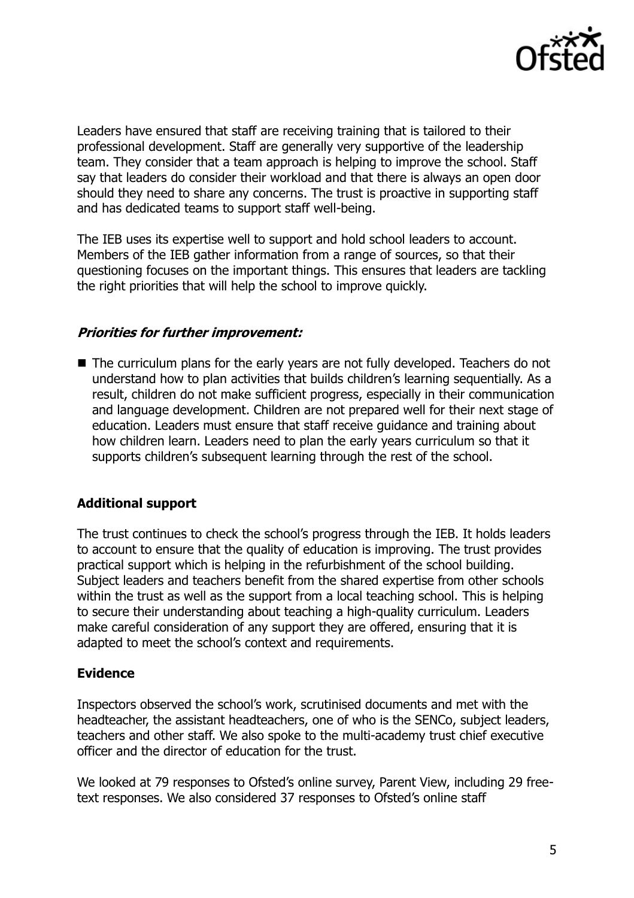Leaders have ensured that staff are receiving training that is tailored to their professional development. Staff are generally very supportive of the leadership team. They consider that a team approach is helping to improve the school. Staff say that leaders do consider their workload and that there is always an open door should they need to share any concerns. The trust is proactive in supporting staff and has dedicated teams to support staff well-being.

The IEB uses its expertise well to support and hold school leaders to account. Members of the IEB gather information from a range of sources, so that their questioning focuses on the important things. This ensures that leaders are tackling the right priorities that will help the school to improve quickly.

### ***Priorities for further improvement:***

- The curriculum plans for the early years are not fully developed. Teachers do not understand how to plan activities that builds children's learning sequentially. As a result, children do not make sufficient progress, especially in their communication and language development. Children are not prepared well for their next stage of education. Leaders must ensure that staff receive guidance and training about how children learn. Leaders need to plan the early years curriculum so that it supports children's subsequent learning through the rest of the school.

### **Additional support**

The trust continues to check the school's progress through the IEB. It holds leaders to account to ensure that the quality of education is improving. The trust provides practical support which is helping in the refurbishment of the school building. Subject leaders and teachers benefit from the shared expertise from other schools within the trust as well as the support from a local teaching school. This is helping to secure their understanding about teaching a high-quality curriculum. Leaders make careful consideration of any support they are offered, ensuring that it is adapted to meet the school's context and requirements.

### **Evidence**

Inspectors observed the school's work, scrutinised documents and met with the headteacher, the assistant headteachers, one of who is the SENCo, subject leaders, teachers and other staff. We also spoke to the multi-academy trust chief executive officer and the director of education for the trust.

We looked at 79 responses to Ofsted's online survey, Parent View, including 29 free-text responses. We also considered 37 responses to Ofsted's online staff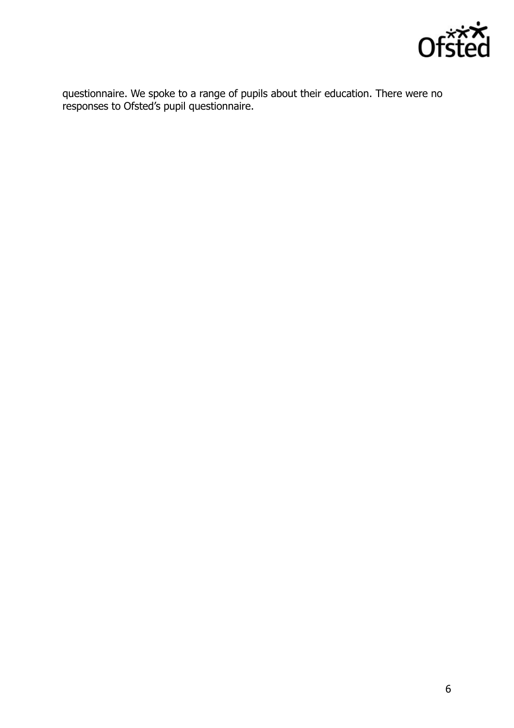questionnaire. We spoke to a range of pupils about their education. There were no responses to Ofsted’s pupil questionnaire.